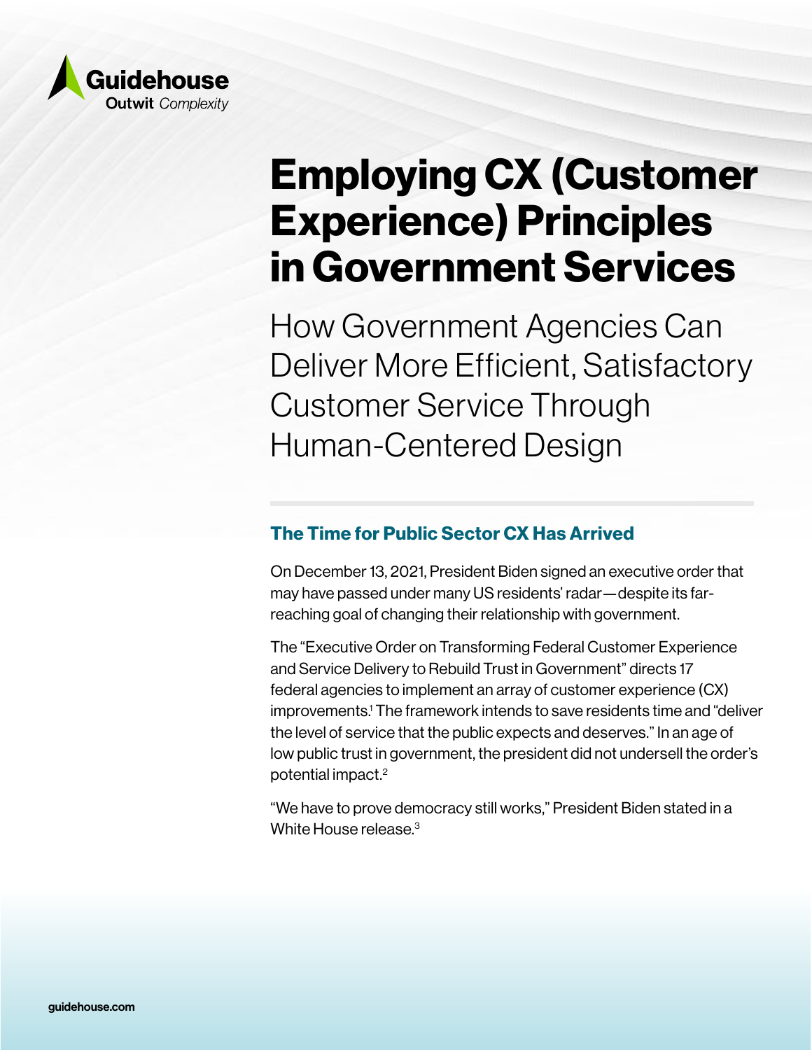Guidehouse
**Outwit** *Complexity*

# Employing CX (Customer Experience) Principles in Government Services

How Government Agencies Can Deliver More Efficient, Satisfactory Customer Service Through Human-Centered Design

## The Time for Public Sector CX Has Arrived

On December 13, 2021, President Biden signed an executive order that may have passed under many US residents' radar—despite its far-reaching goal of changing their relationship with government.

The "Executive Order on Transforming Federal Customer Experience and Service Delivery to Rebuild Trust in Government" directs 17 federal agencies to implement an array of customer experience (CX) improvements.[1] The framework intends to save residents time and "deliver the level of service that the public expects and deserves." In an age of low public trust in government, the president did not undersell the order's potential impact.[2]

"We have to prove democracy still works," President Biden stated in a White House release.[3]

guidehouse.com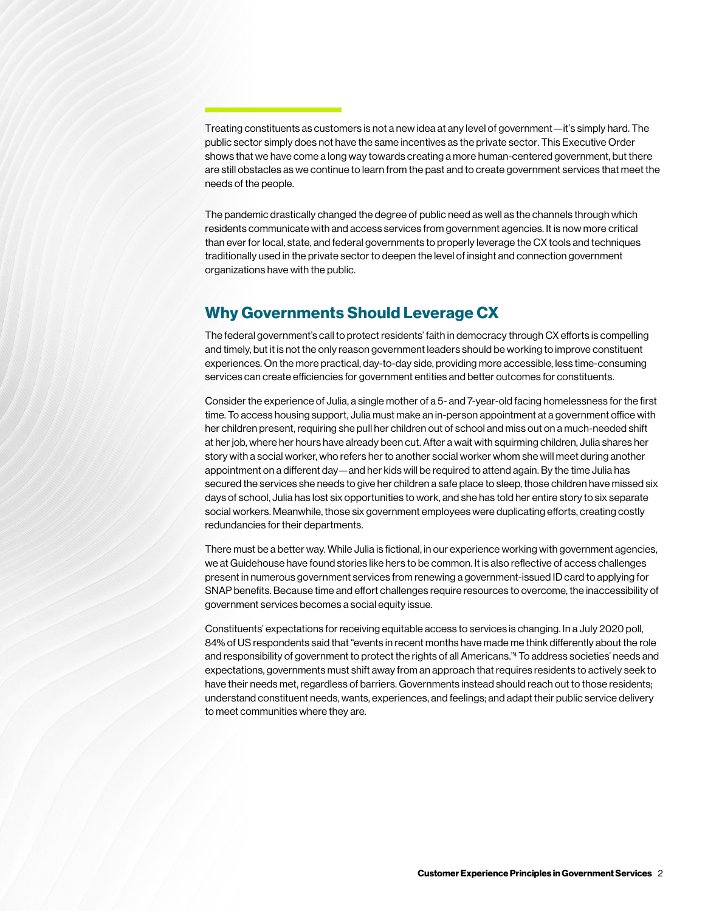Treating constituents as customers is not a new idea at any level of government—it's simply hard. The public sector simply does not have the same incentives as the private sector. This Executive Order shows that we have come a long way towards creating a more human-centered government, but there are still obstacles as we continue to learn from the past and to create government services that meet the needs of the people.

The pandemic drastically changed the degree of public need as well as the channels through which residents communicate with and access services from government agencies. It is now more critical than ever for local, state, and federal governments to properly leverage the CX tools and techniques traditionally used in the private sector to deepen the level of insight and connection government organizations have with the public.

## Why Governments Should Leverage CX

The federal government's call to protect residents' faith in democracy through CX efforts is compelling and timely, but it is not the only reason government leaders should be working to improve constituent experiences. On the more practical, day-to-day side, providing more accessible, less time-consuming services can create efficiencies for government entities and better outcomes for constituents.

Consider the experience of Julia, a single mother of a 5- and 7-year-old facing homelessness for the first time. To access housing support, Julia must make an in-person appointment at a government office with her children present, requiring she pull her children out of school and miss out on a much-needed shift at her job, where her hours have already been cut. After a wait with squirming children, Julia shares her story with a social worker, who refers her to another social worker whom she will meet during another appointment on a different day—and her kids will be required to attend again. By the time Julia has secured the services she needs to give her children a safe place to sleep, those children have missed six days of school, Julia has lost six opportunities to work, and she has told her entire story to six separate social workers. Meanwhile, those six government employees were duplicating efforts, creating costly redundancies for their departments.

There must be a better way. While Julia is fictional, in our experience working with government agencies, we at Guidehouse have found stories like hers to be common. It is also reflective of access challenges present in numerous government services from renewing a government-issued ID card to applying for SNAP benefits. Because time and effort challenges require resources to overcome, the inaccessibility of government services becomes a social equity issue.

Constituents' expectations for receiving equitable access to services is changing. In a July 2020 poll, 84% of US respondents said that "events in recent months have made me think differently about the role and responsibility of government to protect the rights of all Americans."[4] To address societies' needs and expectations, governments must shift away from an approach that requires residents to actively seek to have their needs met, regardless of barriers. Governments instead should reach out to those residents; understand constituent needs, wants, experiences, and feelings; and adapt their public service delivery to meet communities where they are.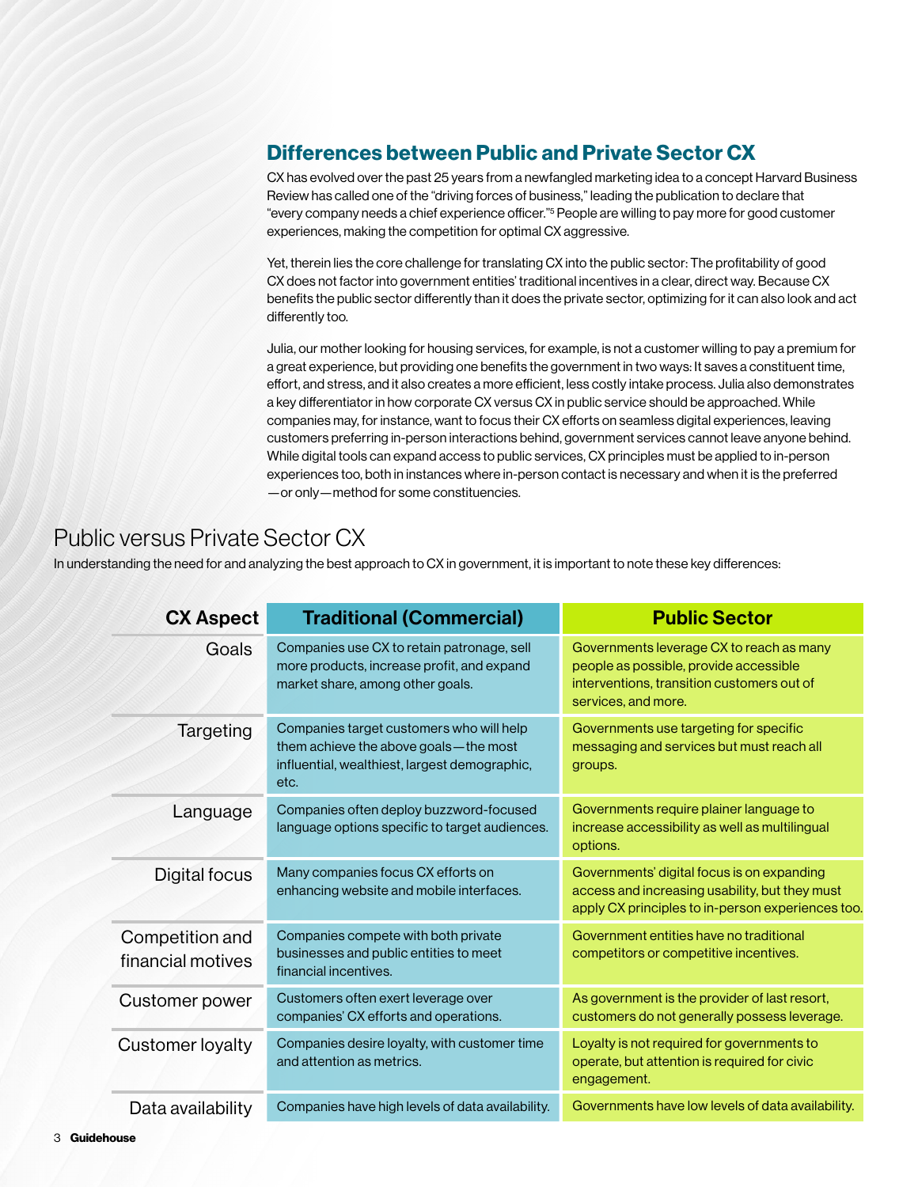## Differences between Public and Private Sector CX

CX has evolved over the past 25 years from a newfangled marketing idea to a concept Harvard Business Review has called one of the "driving forces of business," leading the publication to declare that "every company needs a chief experience officer."[5] People are willing to pay more for good customer experiences, making the competition for optimal CX aggressive.

Yet, therein lies the core challenge for translating CX into the public sector: The profitability of good CX does not factor into government entities' traditional incentives in a clear, direct way. Because CX benefits the public sector differently than it does the private sector, optimizing for it can also look and act differently too.

Julia, our mother looking for housing services, for example, is not a customer willing to pay a premium for a great experience, but providing one benefits the government in two ways: It saves a constituent time, effort, and stress, and it also creates a more efficient, less costly intake process. Julia also demonstrates a key differentiator in how corporate CX versus CX in public service should be approached. While companies may, for instance, want to focus their CX efforts on seamless digital experiences, leaving customers preferring in-person interactions behind, government services cannot leave anyone behind. While digital tools can expand access to public services, CX principles must be applied to in-person experiences too, both in instances where in-person contact is necessary and when it is the preferred —or only—method for some constituencies.

# Public versus Private Sector CX

In understanding the need for and analyzing the best approach to CX in government, it is important to note these key differences:

| CX Aspect | Traditional (Commercial) | Public Sector |
|---|---|---|
| Goals | Companies use CX to retain patronage, sell more products, increase profit, and expand market share, among other goals. | Governments leverage CX to reach as many people as possible, provide accessible interventions, transition customers out of services, and more. |
| Targeting | Companies target customers who will help them achieve the above goals—the most influential, wealthiest, largest demographic, etc. | Governments use targeting for specific messaging and services but must reach all groups. |
| Language | Companies often deploy buzzword-focused language options specific to target audiences. | Governments require plainer language to increase accessibility as well as multilingual options. |
| Digital focus | Many companies focus CX efforts on enhancing website and mobile interfaces. | Governments' digital focus is on expanding access and increasing usability, but they must apply CX principles to in-person experiences too. |
| Competition and financial motives | Companies compete with both private businesses and public entities to meet financial incentives. | Government entities have no traditional competitors or competitive incentives. |
| Customer power | Customers often exert leverage over companies' CX efforts and operations. | As government is the provider of last resort, customers do not generally possess leverage. |
| Customer loyalty | Companies desire loyalty, with customer time and attention as metrics. | Loyalty is not required for governments to operate, but attention is required for civic engagement. |
| Data availability | Companies have high levels of data availability. | Governments have low levels of data availability. |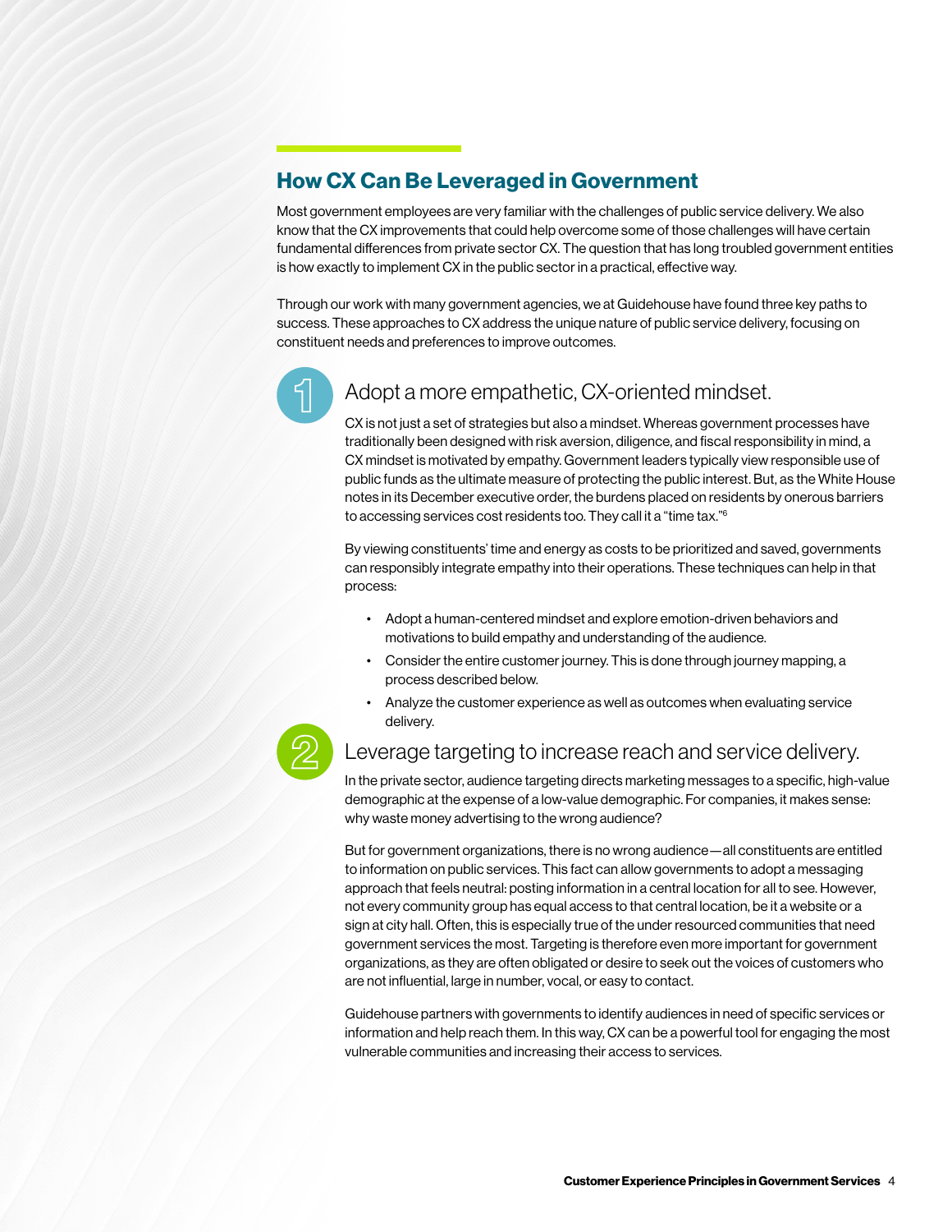## How CX Can Be Leveraged in Government

Most government employees are very familiar with the challenges of public service delivery. We also know that the CX improvements that could help overcome some of those challenges will have certain fundamental differences from private sector CX. The question that has long troubled government entities is how exactly to implement CX in the public sector in a practical, effective way.

Through our work with many government agencies, we at Guidehouse have found three key paths to success. These approaches to CX address the unique nature of public service delivery, focusing on constituent needs and preferences to improve outcomes.

### 1 Adopt a more empathetic, CX-oriented mindset.

CX is not just a set of strategies but also a mindset. Whereas government processes have traditionally been designed with risk aversion, diligence, and fiscal responsibility in mind, a CX mindset is motivated by empathy. Government leaders typically view responsible use of public funds as the ultimate measure of protecting the public interest. But, as the White House notes in its December executive order, the burdens placed on residents by onerous barriers to accessing services cost residents too. They call it a "time tax."[6]

By viewing constituents' time and energy as costs to be prioritized and saved, governments can responsibly integrate empathy into their operations. These techniques can help in that process:

- Adopt a human-centered mindset and explore emotion-driven behaviors and motivations to build empathy and understanding of the audience.
- Consider the entire customer journey. This is done through journey mapping, a process described below.
- Analyze the customer experience as well as outcomes when evaluating service delivery.

### 2 Leverage targeting to increase reach and service delivery.

In the private sector, audience targeting directs marketing messages to a specific, high-value demographic at the expense of a low-value demographic. For companies, it makes sense: why waste money advertising to the wrong audience?

But for government organizations, there is no wrong audience—all constituents are entitled to information on public services. This fact can allow governments to adopt a messaging approach that feels neutral: posting information in a central location for all to see. However, not every community group has equal access to that central location, be it a website or a sign at city hall. Often, this is especially true of the under resourced communities that need government services the most. Targeting is therefore even more important for government organizations, as they are often obligated or desire to seek out the voices of customers who are not influential, large in number, vocal, or easy to contact.

Guidehouse partners with governments to identify audiences in need of specific services or information and help reach them. In this way, CX can be a powerful tool for engaging the most vulnerable communities and increasing their access to services.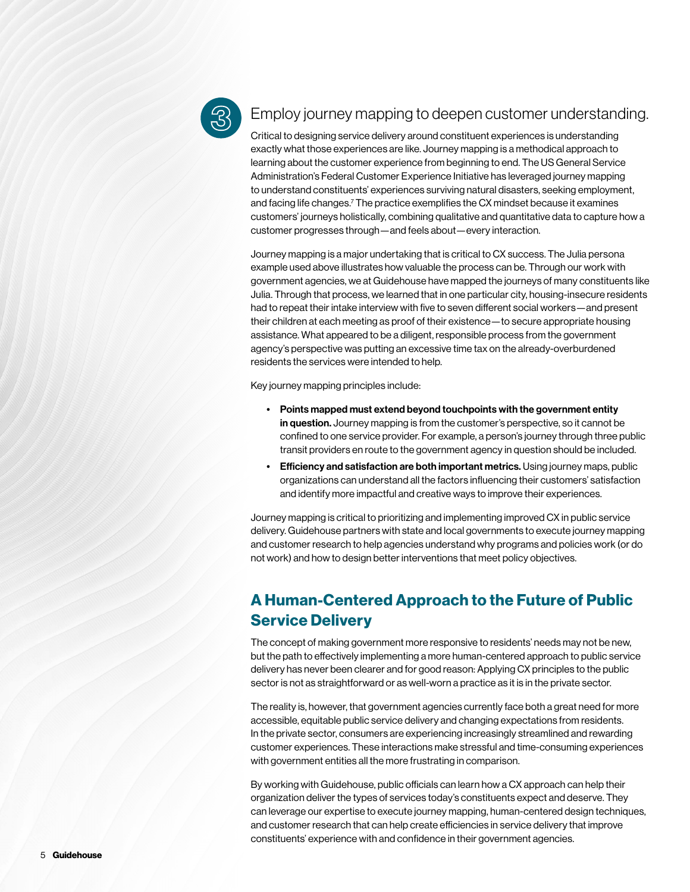### 3 Employ journey mapping to deepen customer understanding.

Critical to designing service delivery around constituent experiences is understanding exactly what those experiences are like. Journey mapping is a methodical approach to learning about the customer experience from beginning to end. The US General Service Administration's Federal Customer Experience Initiative has leveraged journey mapping to understand constituents' experiences surviving natural disasters, seeking employment, and facing life changes.[7] The practice exemplifies the CX mindset because it examines customers' journeys holistically, combining qualitative and quantitative data to capture how a customer progresses through—and feels about—every interaction.

Journey mapping is a major undertaking that is critical to CX success. The Julia persona example used above illustrates how valuable the process can be. Through our work with government agencies, we at Guidehouse have mapped the journeys of many constituents like Julia. Through that process, we learned that in one particular city, housing-insecure residents had to repeat their intake interview with five to seven different social workers—and present their children at each meeting as proof of their existence—to secure appropriate housing assistance. What appeared to be a diligent, responsible process from the government agency's perspective was putting an excessive time tax on the already-overburdened residents the services were intended to help.

Key journey mapping principles include:

- **Points mapped must extend beyond touchpoints with the government entity in question.** Journey mapping is from the customer's perspective, so it cannot be confined to one service provider. For example, a person's journey through three public transit providers en route to the government agency in question should be included.
- **Efficiency and satisfaction are both important metrics.** Using journey maps, public organizations can understand all the factors influencing their customers' satisfaction and identify more impactful and creative ways to improve their experiences.

Journey mapping is critical to prioritizing and implementing improved CX in public service delivery. Guidehouse partners with state and local governments to execute journey mapping and customer research to help agencies understand why programs and policies work (or do not work) and how to design better interventions that meet policy objectives.

## A Human-Centered Approach to the Future of Public Service Delivery

The concept of making government more responsive to residents' needs may not be new, but the path to effectively implementing a more human-centered approach to public service delivery has never been clearer and for good reason: Applying CX principles to the public sector is not as straightforward or as well-worn a practice as it is in the private sector.

The reality is, however, that government agencies currently face both a great need for more accessible, equitable public service delivery and changing expectations from residents. In the private sector, consumers are experiencing increasingly streamlined and rewarding customer experiences. These interactions make stressful and time-consuming experiences with government entities all the more frustrating in comparison.

By working with Guidehouse, public officials can learn how a CX approach can help their organization deliver the types of services today's constituents expect and deserve. They can leverage our expertise to execute journey mapping, human-centered design techniques, and customer research that can help create efficiencies in service delivery that improve constituents' experience with and confidence in their government agencies.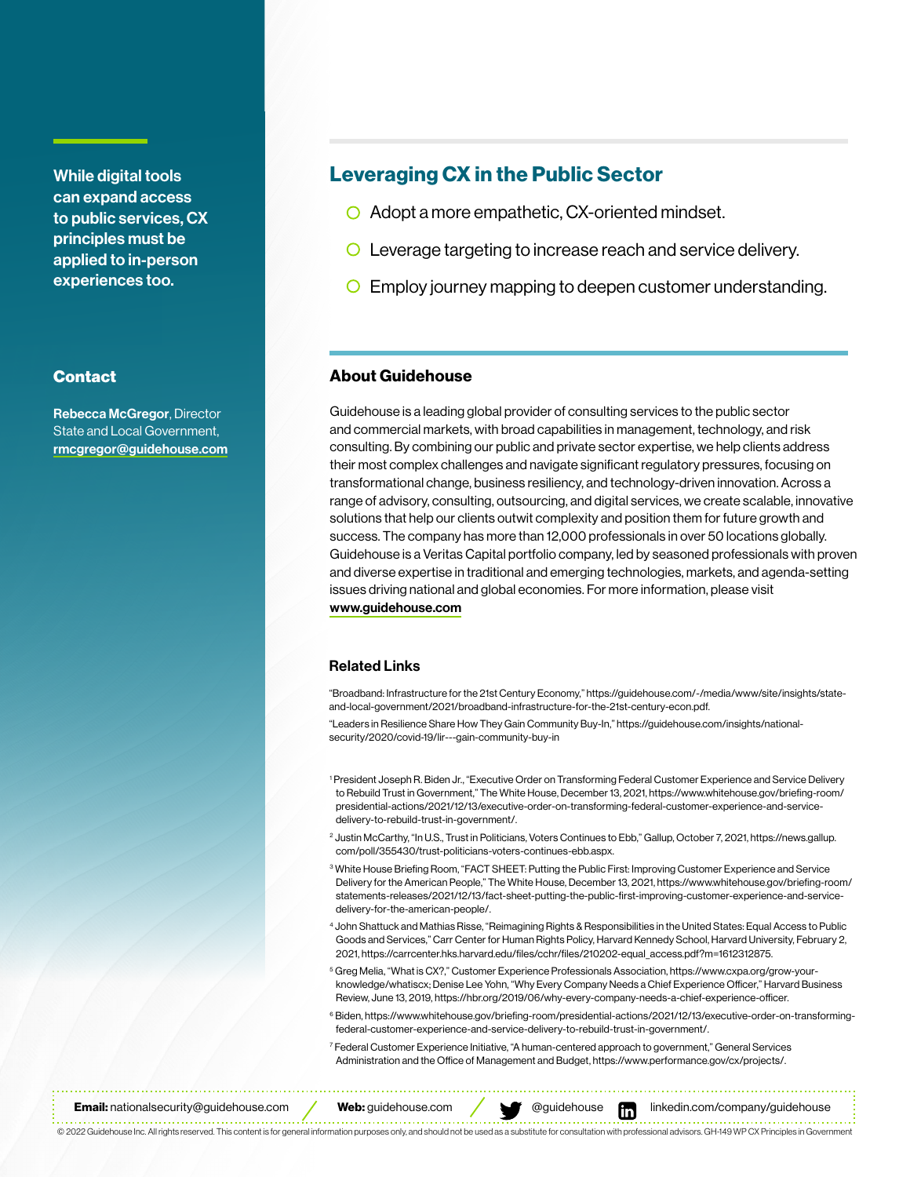While digital tools can expand access to public services, CX principles must be applied to in-person experiences too.

## Leveraging CX in the Public Sector

- Adopt a more empathetic, CX-oriented mindset.
- Leverage targeting to increase reach and service delivery.
- Employ journey mapping to deepen customer understanding.

### Contact

**Rebecca McGregor**, Director State and Local Government, **rmcgregor@guidehouse.com**

### About Guidehouse

Guidehouse is a leading global provider of consulting services to the public sector and commercial markets, with broad capabilities in management, technology, and risk consulting. By combining our public and private sector expertise, we help clients address their most complex challenges and navigate significant regulatory pressures, focusing on transformational change, business resiliency, and technology-driven innovation. Across a range of advisory, consulting, outsourcing, and digital services, we create scalable, innovative solutions that help our clients outwit complexity and position them for future growth and success. The company has more than 12,000 professionals in over 50 locations globally. Guidehouse is a Veritas Capital portfolio company, led by seasoned professionals with proven and diverse expertise in traditional and emerging technologies, markets, and agenda-setting issues driving national and global economies. For more information, please visit **www.guidehouse.com**

### Related Links

"Broadband: Infrastructure for the 21st Century Economy," https://guidehouse.com/-/media/www/site/insights/state-and-local-government/2021/broadband-infrastructure-for-the-21st-century-econ.pdf.

"Leaders in Resilience Share How They Gain Community Buy-In," https://guidehouse.com/insights/national-security/2020/covid-19/lir---gain-community-buy-in

[1] President Joseph R. Biden Jr., "Executive Order on Transforming Federal Customer Experience and Service Delivery to Rebuild Trust in Government," The White House, December 13, 2021, https://www.whitehouse.gov/briefing-room/presidential-actions/2021/12/13/executive-order-on-transforming-federal-customer-experience-and-service-delivery-to-rebuild-trust-in-government/.

[2] Justin McCarthy, "In U.S., Trust in Politicians, Voters Continues to Ebb," Gallup, October 7, 2021, https://news.gallup.com/poll/355430/trust-politicians-voters-continues-ebb.aspx.

[3] White House Briefing Room, "FACT SHEET: Putting the Public First: Improving Customer Experience and Service Delivery for the American People," The White House, December 13, 2021, https://www.whitehouse.gov/briefing-room/statements-releases/2021/12/13/fact-sheet-putting-the-public-first-improving-customer-experience-and-service-delivery-for-the-american-people/.

[4] John Shattuck and Mathias Risse, "Reimagining Rights & Responsibilities in the United States: Equal Access to Public Goods and Services," Carr Center for Human Rights Policy, Harvard Kennedy School, Harvard University, February 2, 2021, https://carrcenter.hks.harvard.edu/files/cchr/files/210202-equal_access.pdf?m=1612312875.

[5] Greg Melia, "What is CX?," Customer Experience Professionals Association, https://www.cxpa.org/grow-your-knowledge/whatiscx; Denise Lee Yohn, "Why Every Company Needs a Chief Experience Officer," Harvard Business Review, June 13, 2019, https://hbr.org/2019/06/why-every-company-needs-a-chief-experience-officer.

[6] Biden, https://www.whitehouse.gov/briefing-room/presidential-actions/2021/12/13/executive-order-on-transforming-federal-customer-experience-and-service-delivery-to-rebuild-trust-in-government/.

[7] Federal Customer Experience Initiative, "A human-centered approach to government," General Services Administration and the Office of Management and Budget, https://www.performance.gov/cx/projects/.

**Email:** nationalsecurity@guidehouse.com / **Web:** guidehouse.com / @guidehouse / linkedin.com/company/guidehouse

© 2022 Guidehouse Inc. All rights reserved. This content is for general information purposes only, and should not be used as a substitute for consultation with professional advisors. GH-149 WP CX Principles in Government